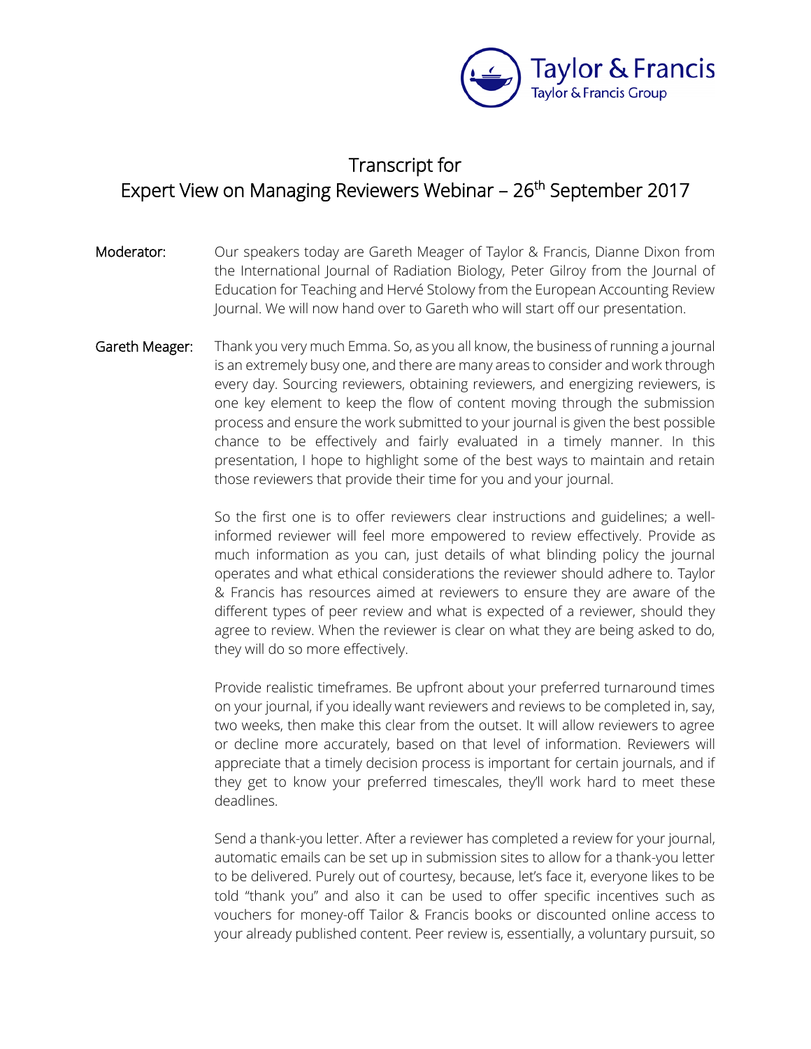# Transcript for Expert View on Managing Reviewers Webinar – 26th September 2017

**Moderator:** Our speakers today are Gareth Meager of Taylor & Francis, Dianne Dixon from the International Journal of Radiation Biology, Peter Gilroy from the Journal of Education for Teaching and Hervé Stolowy from the European Accounting Review Journal. We will now hand over to Gareth who will start off our presentation.

**Gareth Meager:** Thank you very much Emma. So, as you all know, the business of running a journal is an extremely busy one, and there are many areas to consider and work through every day. Sourcing reviewers, obtaining reviewers, and energizing reviewers, is one key element to keep the flow of content moving through the submission process and ensure the work submitted to your journal is given the best possible chance to be effectively and fairly evaluated in a timely manner. In this presentation, I hope to highlight some of the best ways to maintain and retain those reviewers that provide their time for you and your journal.

So the first one is to offer reviewers clear instructions and guidelines; a well-informed reviewer will feel more empowered to review effectively. Provide as much information as you can, just details of what blinding policy the journal operates and what ethical considerations the reviewer should adhere to. Taylor & Francis has resources aimed at reviewers to ensure they are aware of the different types of peer review and what is expected of a reviewer, should they agree to review. When the reviewer is clear on what they are being asked to do, they will do so more effectively.

Provide realistic timeframes. Be upfront about your preferred turnaround times on your journal, if you ideally want reviewers and reviews to be completed in, say, two weeks, then make this clear from the outset. It will allow reviewers to agree or decline more accurately, based on that level of information. Reviewers will appreciate that a timely decision process is important for certain journals, and if they get to know your preferred timescales, they'll work hard to meet these deadlines.

Send a thank-you letter. After a reviewer has completed a review for your journal, automatic emails can be set up in submission sites to allow for a thank-you letter to be delivered. Purely out of courtesy, because, let's face it, everyone likes to be told "thank you" and also it can be used to offer specific incentives such as vouchers for money-off Tailor & Francis books or discounted online access to your already published content. Peer review is, essentially, a voluntary pursuit, so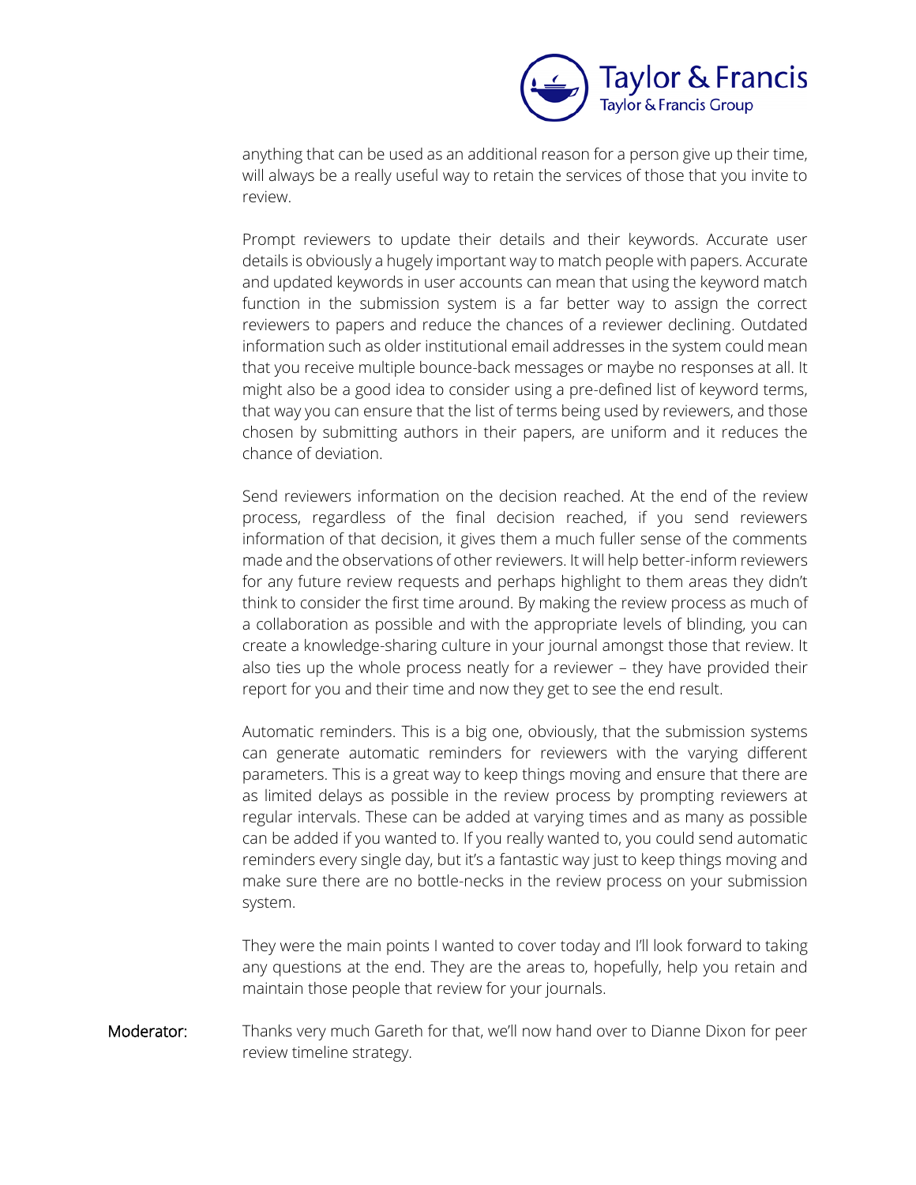anything that can be used as an additional reason for a person give up their time, will always be a really useful way to retain the services of those that you invite to review.

Prompt reviewers to update their details and their keywords. Accurate user details is obviously a hugely important way to match people with papers. Accurate and updated keywords in user accounts can mean that using the keyword match function in the submission system is a far better way to assign the correct reviewers to papers and reduce the chances of a reviewer declining. Outdated information such as older institutional email addresses in the system could mean that you receive multiple bounce-back messages or maybe no responses at all. It might also be a good idea to consider using a pre-defined list of keyword terms, that way you can ensure that the list of terms being used by reviewers, and those chosen by submitting authors in their papers, are uniform and it reduces the chance of deviation.

Send reviewers information on the decision reached. At the end of the review process, regardless of the final decision reached, if you send reviewers information of that decision, it gives them a much fuller sense of the comments made and the observations of other reviewers. It will help better-inform reviewers for any future review requests and perhaps highlight to them areas they didn't think to consider the first time around. By making the review process as much of a collaboration as possible and with the appropriate levels of blinding, you can create a knowledge-sharing culture in your journal amongst those that review. It also ties up the whole process neatly for a reviewer – they have provided their report for you and their time and now they get to see the end result.

Automatic reminders. This is a big one, obviously, that the submission systems can generate automatic reminders for reviewers with the varying different parameters. This is a great way to keep things moving and ensure that there are as limited delays as possible in the review process by prompting reviewers at regular intervals. These can be added at varying times and as many as possible can be added if you wanted to. If you really wanted to, you could send automatic reminders every single day, but it's a fantastic way just to keep things moving and make sure there are no bottle-necks in the review process on your submission system.

They were the main points I wanted to cover today and I'll look forward to taking any questions at the end. They are the areas to, hopefully, help you retain and maintain those people that review for your journals.

Moderator: Thanks very much Gareth for that, we'll now hand over to Dianne Dixon for peer review timeline strategy.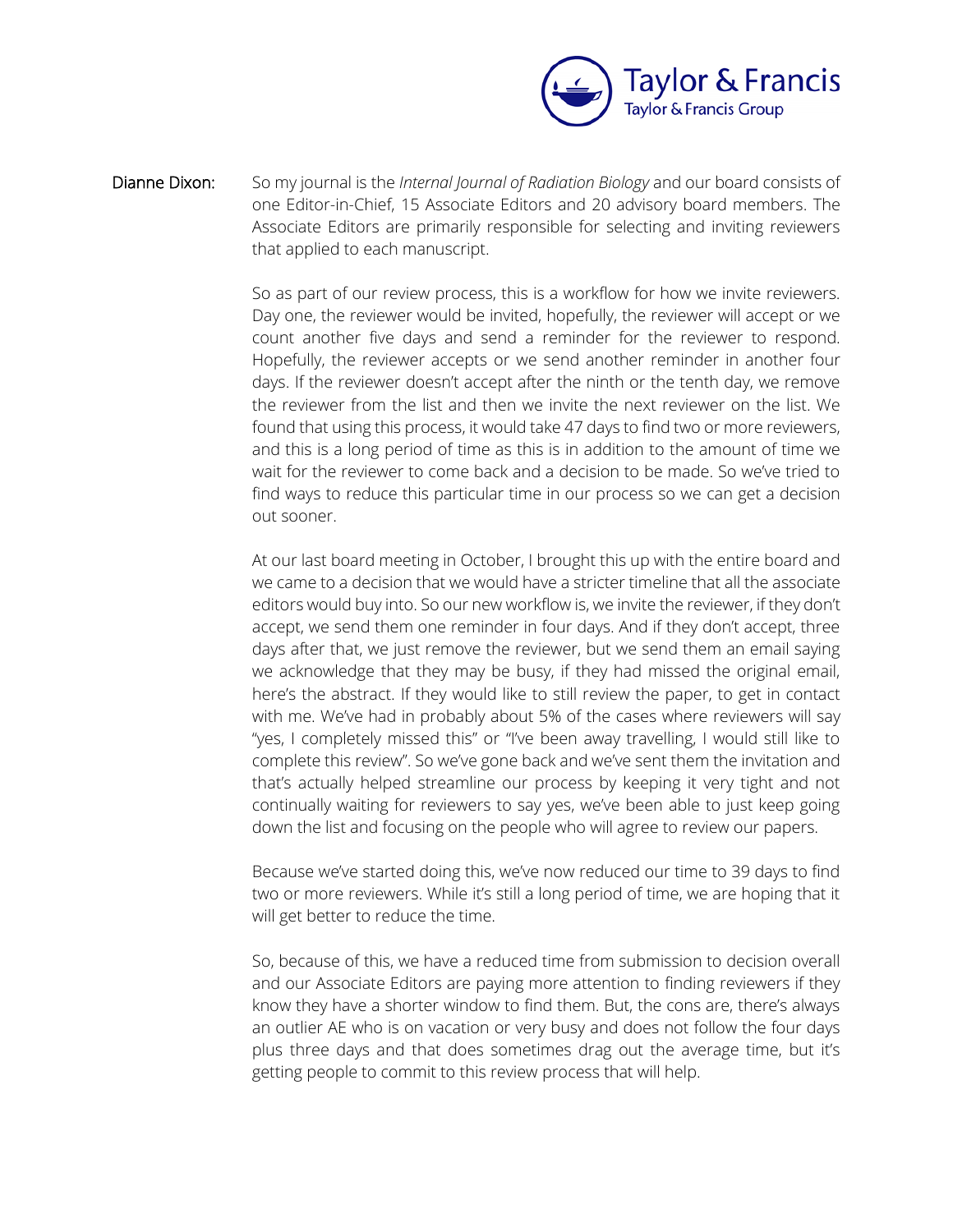**Dianne Dixon:** So my journal is the *Internal Journal of Radiation Biology* and our board consists of one Editor-in-Chief, 15 Associate Editors and 20 advisory board members. The Associate Editors are primarily responsible for selecting and inviting reviewers that applied to each manuscript.

So as part of our review process, this is a workflow for how we invite reviewers. Day one, the reviewer would be invited, hopefully, the reviewer will accept or we count another five days and send a reminder for the reviewer to respond. Hopefully, the reviewer accepts or we send another reminder in another four days. If the reviewer doesn't accept after the ninth or the tenth day, we remove the reviewer from the list and then we invite the next reviewer on the list. We found that using this process, it would take 47 days to find two or more reviewers, and this is a long period of time as this is in addition to the amount of time we wait for the reviewer to come back and a decision to be made. So we've tried to find ways to reduce this particular time in our process so we can get a decision out sooner.

At our last board meeting in October, I brought this up with the entire board and we came to a decision that we would have a stricter timeline that all the associate editors would buy into. So our new workflow is, we invite the reviewer, if they don't accept, we send them one reminder in four days. And if they don't accept, three days after that, we just remove the reviewer, but we send them an email saying we acknowledge that they may be busy, if they had missed the original email, here's the abstract. If they would like to still review the paper, to get in contact with me. We've had in probably about 5% of the cases where reviewers will say "yes, I completely missed this" or "I've been away travelling, I would still like to complete this review". So we've gone back and we've sent them the invitation and that's actually helped streamline our process by keeping it very tight and not continually waiting for reviewers to say yes, we've been able to just keep going down the list and focusing on the people who will agree to review our papers.

Because we've started doing this, we've now reduced our time to 39 days to find two or more reviewers. While it's still a long period of time, we are hoping that it will get better to reduce the time.

So, because of this, we have a reduced time from submission to decision overall and our Associate Editors are paying more attention to finding reviewers if they know they have a shorter window to find them. But, the cons are, there's always an outlier AE who is on vacation or very busy and does not follow the four days plus three days and that does sometimes drag out the average time, but it's getting people to commit to this review process that will help.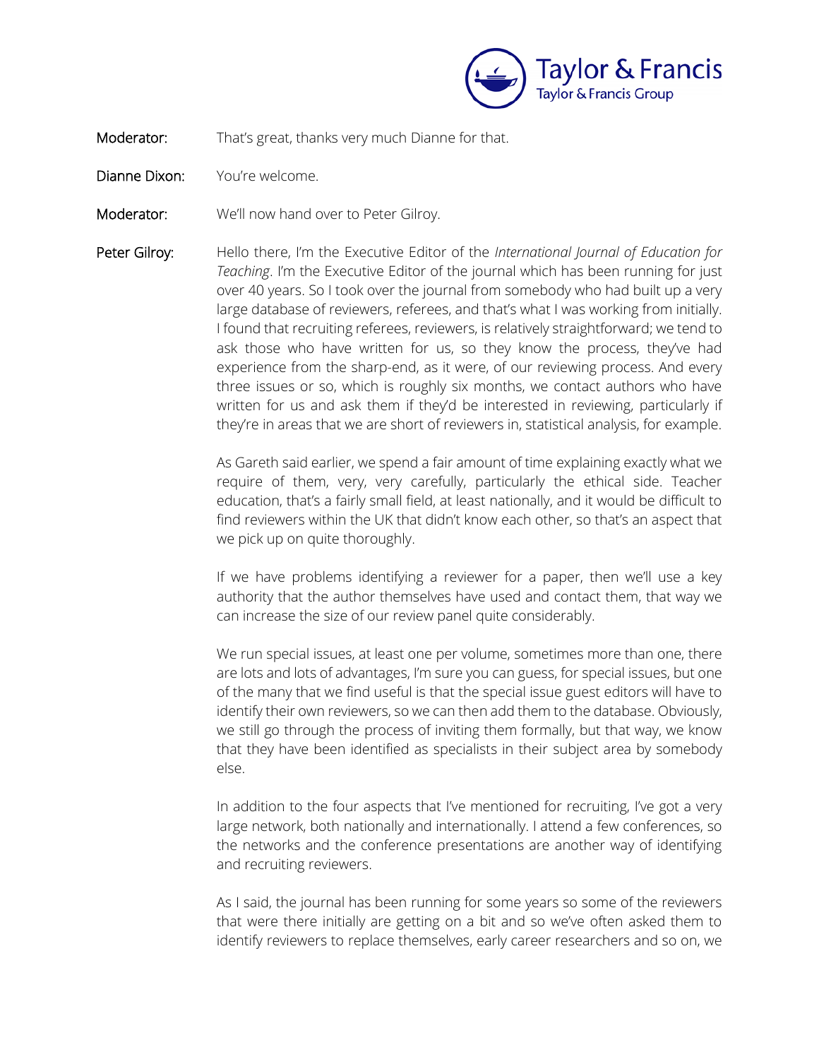**Moderator:** That's great, thanks very much Dianne for that.

**Dianne Dixon:** You're welcome.

**Moderator:** We'll now hand over to Peter Gilroy.

**Peter Gilroy:** Hello there, I'm the Executive Editor of the *International Journal of Education for Teaching*. I'm the Executive Editor of the journal which has been running for just over 40 years. So I took over the journal from somebody who had built up a very large database of reviewers, referees, and that's what I was working from initially. I found that recruiting referees, reviewers, is relatively straightforward; we tend to ask those who have written for us, so they know the process, they've had experience from the sharp-end, as it were, of our reviewing process. And every three issues or so, which is roughly six months, we contact authors who have written for us and ask them if they'd be interested in reviewing, particularly if they're in areas that we are short of reviewers in, statistical analysis, for example.

As Gareth said earlier, we spend a fair amount of time explaining exactly what we require of them, very, very carefully, particularly the ethical side. Teacher education, that's a fairly small field, at least nationally, and it would be difficult to find reviewers within the UK that didn't know each other, so that's an aspect that we pick up on quite thoroughly.

If we have problems identifying a reviewer for a paper, then we'll use a key authority that the author themselves have used and contact them, that way we can increase the size of our review panel quite considerably.

We run special issues, at least one per volume, sometimes more than one, there are lots and lots of advantages, I'm sure you can guess, for special issues, but one of the many that we find useful is that the special issue guest editors will have to identify their own reviewers, so we can then add them to the database. Obviously, we still go through the process of inviting them formally, but that way, we know that they have been identified as specialists in their subject area by somebody else.

In addition to the four aspects that I've mentioned for recruiting, I've got a very large network, both nationally and internationally. I attend a few conferences, so the networks and the conference presentations are another way of identifying and recruiting reviewers.

As I said, the journal has been running for some years so some of the reviewers that were there initially are getting on a bit and so we've often asked them to identify reviewers to replace themselves, early career researchers and so on, we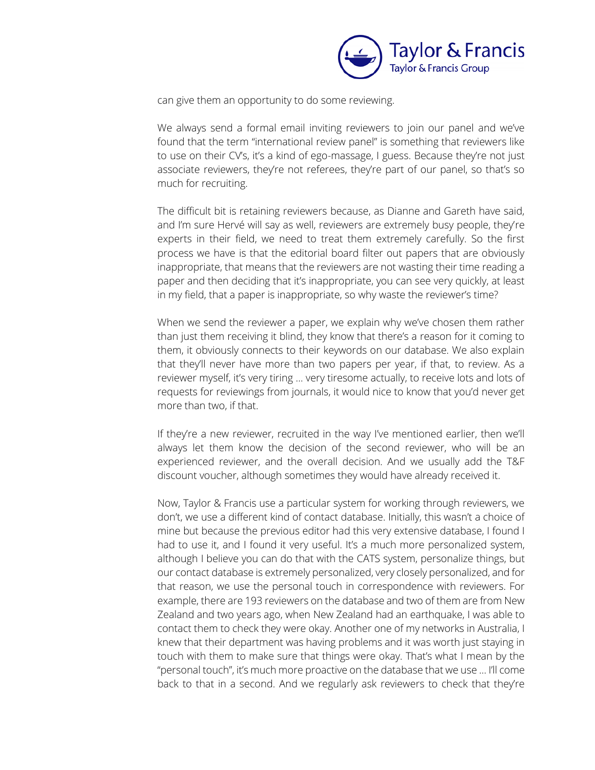can give them an opportunity to do some reviewing.

We always send a formal email inviting reviewers to join our panel and we've found that the term "international review panel" is something that reviewers like to use on their CV's, it's a kind of ego-massage, I guess. Because they're not just associate reviewers, they're not referees, they're part of our panel, so that's so much for recruiting.

The difficult bit is retaining reviewers because, as Dianne and Gareth have said, and I'm sure Hervé will say as well, reviewers are extremely busy people, they're experts in their field, we need to treat them extremely carefully. So the first process we have is that the editorial board filter out papers that are obviously inappropriate, that means that the reviewers are not wasting their time reading a paper and then deciding that it's inappropriate, you can see very quickly, at least in my field, that a paper is inappropriate, so why waste the reviewer's time?

When we send the reviewer a paper, we explain why we've chosen them rather than just them receiving it blind, they know that there's a reason for it coming to them, it obviously connects to their keywords on our database. We also explain that they'll never have more than two papers per year, if that, to review. As a reviewer myself, it's very tiring … very tiresome actually, to receive lots and lots of requests for reviewings from journals, it would nice to know that you'd never get more than two, if that.

If they're a new reviewer, recruited in the way I've mentioned earlier, then we'll always let them know the decision of the second reviewer, who will be an experienced reviewer, and the overall decision. And we usually add the T&F discount voucher, although sometimes they would have already received it.

Now, Taylor & Francis use a particular system for working through reviewers, we don't, we use a different kind of contact database. Initially, this wasn't a choice of mine but because the previous editor had this very extensive database, I found I had to use it, and I found it very useful. It's a much more personalized system, although I believe you can do that with the CATS system, personalize things, but our contact database is extremely personalized, very closely personalized, and for that reason, we use the personal touch in correspondence with reviewers. For example, there are 193 reviewers on the database and two of them are from New Zealand and two years ago, when New Zealand had an earthquake, I was able to contact them to check they were okay. Another one of my networks in Australia, I knew that their department was having problems and it was worth just staying in touch with them to make sure that things were okay. That's what I mean by the "personal touch", it's much more proactive on the database that we use … I'll come back to that in a second. And we regularly ask reviewers to check that they're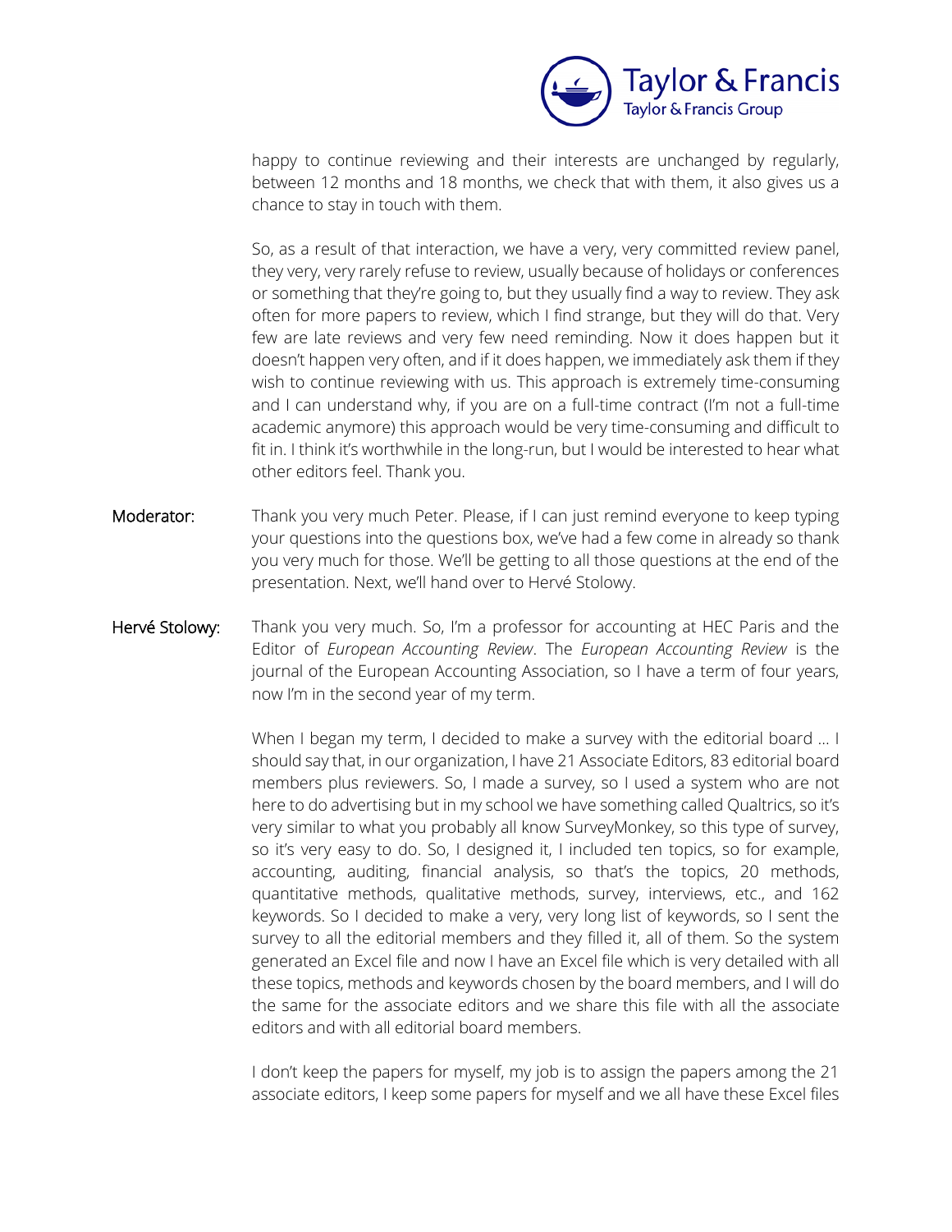happy to continue reviewing and their interests are unchanged by regularly, between 12 months and 18 months, we check that with them, it also gives us a chance to stay in touch with them.

So, as a result of that interaction, we have a very, very committed review panel, they very, very rarely refuse to review, usually because of holidays or conferences or something that they're going to, but they usually find a way to review. They ask often for more papers to review, which I find strange, but they will do that. Very few are late reviews and very few need reminding. Now it does happen but it doesn't happen very often, and if it does happen, we immediately ask them if they wish to continue reviewing with us. This approach is extremely time-consuming and I can understand why, if you are on a full-time contract (I'm not a full-time academic anymore) this approach would be very time-consuming and difficult to fit in. I think it's worthwhile in the long-run, but I would be interested to hear what other editors feel. Thank you.

**Moderator:** Thank you very much Peter. Please, if I can just remind everyone to keep typing your questions into the questions box, we've had a few come in already so thank you very much for those. We'll be getting to all those questions at the end of the presentation. Next, we'll hand over to Hervé Stolowy.

**Hervé Stolowy:** Thank you very much. So, I'm a professor for accounting at HEC Paris and the Editor of *European Accounting Review*. The *European Accounting Review* is the journal of the European Accounting Association, so I have a term of four years, now I'm in the second year of my term.

When I began my term, I decided to make a survey with the editorial board … I should say that, in our organization, I have 21 Associate Editors, 83 editorial board members plus reviewers. So, I made a survey, so I used a system who are not here to do advertising but in my school we have something called Qualtrics, so it's very similar to what you probably all know SurveyMonkey, so this type of survey, so it's very easy to do. So, I designed it, I included ten topics, so for example, accounting, auditing, financial analysis, so that's the topics, 20 methods, quantitative methods, qualitative methods, survey, interviews, etc., and 162 keywords. So I decided to make a very, very long list of keywords, so I sent the survey to all the editorial members and they filled it, all of them. So the system generated an Excel file and now I have an Excel file which is very detailed with all these topics, methods and keywords chosen by the board members, and I will do the same for the associate editors and we share this file with all the associate editors and with all editorial board members.

I don't keep the papers for myself, my job is to assign the papers among the 21 associate editors, I keep some papers for myself and we all have these Excel files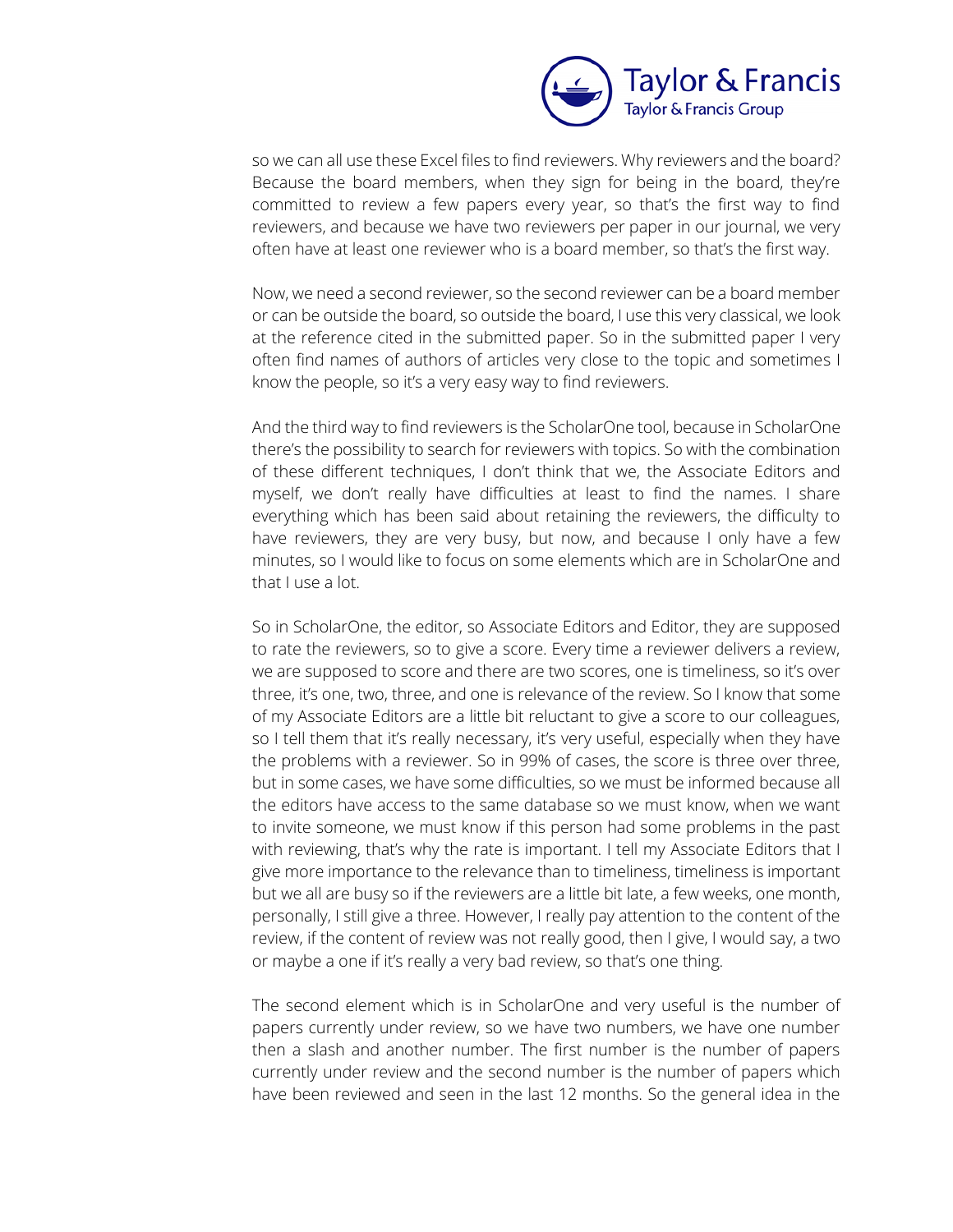so we can all use these Excel files to find reviewers. Why reviewers and the board? Because the board members, when they sign for being in the board, they're committed to review a few papers every year, so that's the first way to find reviewers, and because we have two reviewers per paper in our journal, we very often have at least one reviewer who is a board member, so that's the first way.

Now, we need a second reviewer, so the second reviewer can be a board member or can be outside the board, so outside the board, I use this very classical, we look at the reference cited in the submitted paper. So in the submitted paper I very often find names of authors of articles very close to the topic and sometimes I know the people, so it's a very easy way to find reviewers.

And the third way to find reviewers is the ScholarOne tool, because in ScholarOne there's the possibility to search for reviewers with topics. So with the combination of these different techniques, I don't think that we, the Associate Editors and myself, we don't really have difficulties at least to find the names. I share everything which has been said about retaining the reviewers, the difficulty to have reviewers, they are very busy, but now, and because I only have a few minutes, so I would like to focus on some elements which are in ScholarOne and that I use a lot.

So in ScholarOne, the editor, so Associate Editors and Editor, they are supposed to rate the reviewers, so to give a score. Every time a reviewer delivers a review, we are supposed to score and there are two scores, one is timeliness, so it's over three, it's one, two, three, and one is relevance of the review. So I know that some of my Associate Editors are a little bit reluctant to give a score to our colleagues, so I tell them that it's really necessary, it's very useful, especially when they have the problems with a reviewer. So in 99% of cases, the score is three over three, but in some cases, we have some difficulties, so we must be informed because all the editors have access to the same database so we must know, when we want to invite someone, we must know if this person had some problems in the past with reviewing, that's why the rate is important. I tell my Associate Editors that I give more importance to the relevance than to timeliness, timeliness is important but we all are busy so if the reviewers are a little bit late, a few weeks, one month, personally, I still give a three. However, I really pay attention to the content of the review, if the content of review was not really good, then I give, I would say, a two or maybe a one if it's really a very bad review, so that's one thing.

The second element which is in ScholarOne and very useful is the number of papers currently under review, so we have two numbers, we have one number then a slash and another number. The first number is the number of papers currently under review and the second number is the number of papers which have been reviewed and seen in the last 12 months. So the general idea in the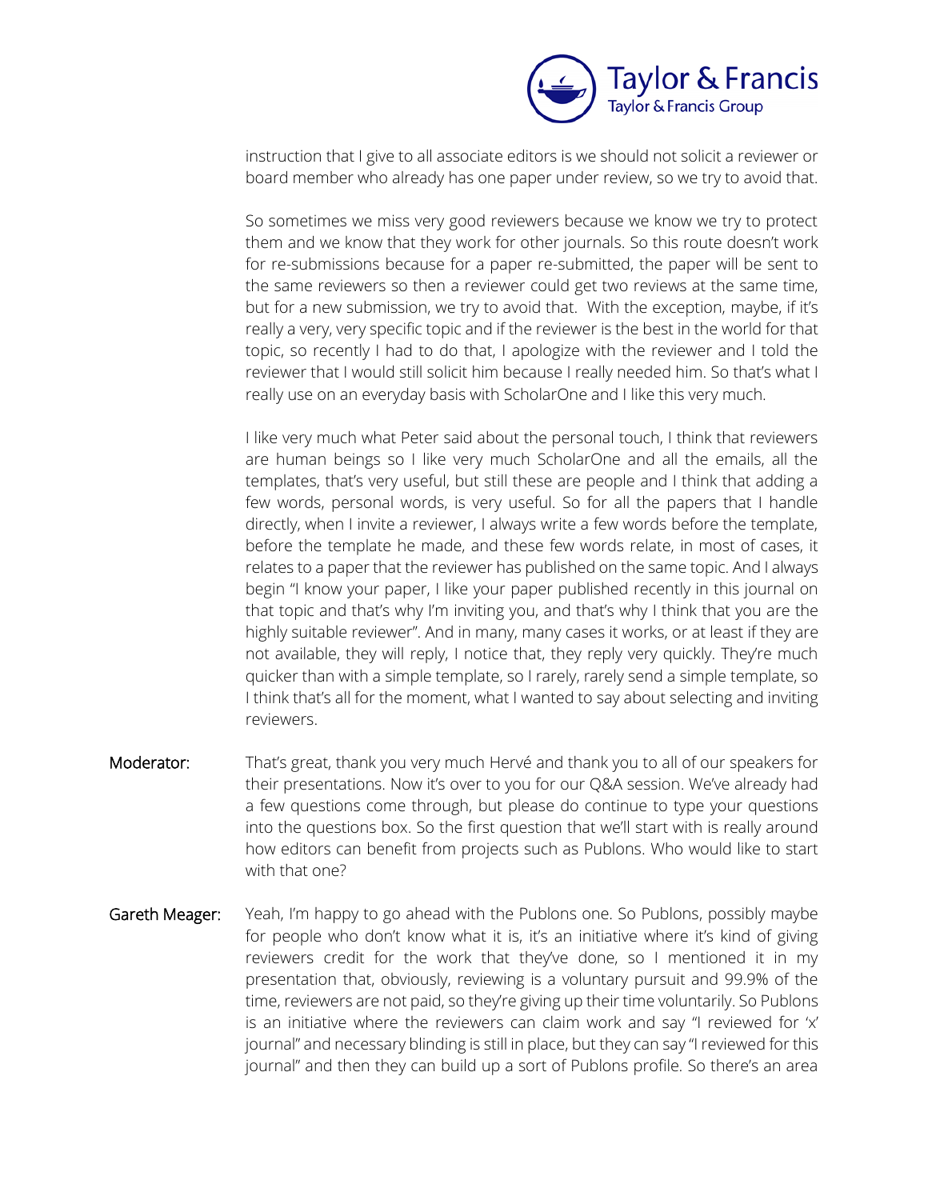instruction that I give to all associate editors is we should not solicit a reviewer or board member who already has one paper under review, so we try to avoid that.

So sometimes we miss very good reviewers because we know we try to protect them and we know that they work for other journals. So this route doesn't work for re-submissions because for a paper re-submitted, the paper will be sent to the same reviewers so then a reviewer could get two reviews at the same time, but for a new submission, we try to avoid that. With the exception, maybe, if it's really a very, very specific topic and if the reviewer is the best in the world for that topic, so recently I had to do that, I apologize with the reviewer and I told the reviewer that I would still solicit him because I really needed him. So that's what I really use on an everyday basis with ScholarOne and I like this very much.

I like very much what Peter said about the personal touch, I think that reviewers are human beings so I like very much ScholarOne and all the emails, all the templates, that's very useful, but still these are people and I think that adding a few words, personal words, is very useful. So for all the papers that I handle directly, when I invite a reviewer, I always write a few words before the template, before the template he made, and these few words relate, in most of cases, it relates to a paper that the reviewer has published on the same topic. And I always begin "I know your paper, I like your paper published recently in this journal on that topic and that's why I'm inviting you, and that's why I think that you are the highly suitable reviewer". And in many, many cases it works, or at least if they are not available, they will reply, I notice that, they reply very quickly. They're much quicker than with a simple template, so I rarely, rarely send a simple template, so I think that's all for the moment, what I wanted to say about selecting and inviting reviewers.

**Moderator:** That's great, thank you very much Hervé and thank you to all of our speakers for their presentations. Now it's over to you for our Q&A session. We've already had a few questions come through, but please do continue to type your questions into the questions box. So the first question that we'll start with is really around how editors can benefit from projects such as Publons. Who would like to start with that one?

**Gareth Meager:** Yeah, I'm happy to go ahead with the Publons one. So Publons, possibly maybe for people who don't know what it is, it's an initiative where it's kind of giving reviewers credit for the work that they've done, so I mentioned it in my presentation that, obviously, reviewing is a voluntary pursuit and 99.9% of the time, reviewers are not paid, so they're giving up their time voluntarily. So Publons is an initiative where the reviewers can claim work and say "I reviewed for 'x' journal" and necessary blinding is still in place, but they can say "I reviewed for this journal" and then they can build up a sort of Publons profile. So there's an area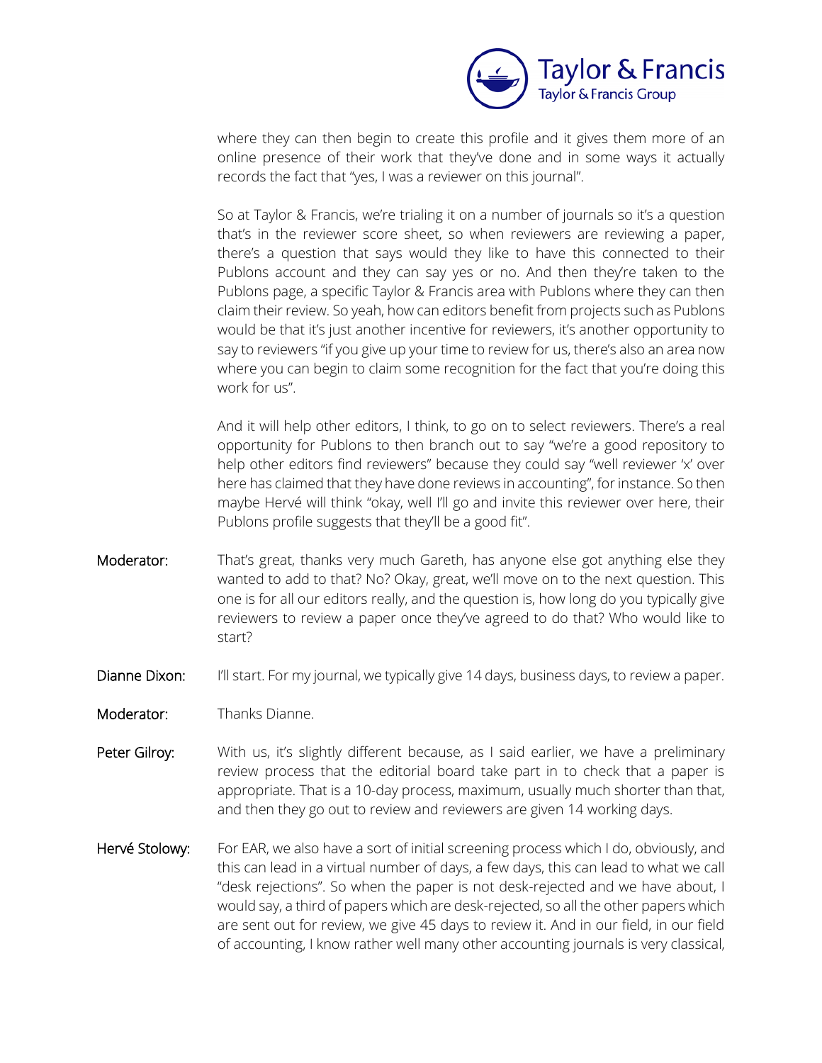where they can then begin to create this profile and it gives them more of an online presence of their work that they've done and in some ways it actually records the fact that "yes, I was a reviewer on this journal".

So at Taylor & Francis, we're trialing it on a number of journals so it's a question that's in the reviewer score sheet, so when reviewers are reviewing a paper, there's a question that says would they like to have this connected to their Publons account and they can say yes or no. And then they're taken to the Publons page, a specific Taylor & Francis area with Publons where they can then claim their review. So yeah, how can editors benefit from projects such as Publons would be that it's just another incentive for reviewers, it's another opportunity to say to reviewers "if you give up your time to review for us, there's also an area now where you can begin to claim some recognition for the fact that you're doing this work for us".

And it will help other editors, I think, to go on to select reviewers. There's a real opportunity for Publons to then branch out to say "we're a good repository to help other editors find reviewers" because they could say "well reviewer 'x' over here has claimed that they have done reviews in accounting", for instance. So then maybe Hervé will think "okay, well I'll go and invite this reviewer over here, their Publons profile suggests that they'll be a good fit".

**Moderator:** That's great, thanks very much Gareth, has anyone else got anything else they wanted to add to that? No? Okay, great, we'll move on to the next question. This one is for all our editors really, and the question is, how long do you typically give reviewers to review a paper once they've agreed to do that? Who would like to start?

**Dianne Dixon:** I'll start. For my journal, we typically give 14 days, business days, to review a paper.

**Moderator:** Thanks Dianne.

**Peter Gilroy:** With us, it's slightly different because, as I said earlier, we have a preliminary review process that the editorial board take part in to check that a paper is appropriate. That is a 10-day process, maximum, usually much shorter than that, and then they go out to review and reviewers are given 14 working days.

**Hervé Stolowy:** For EAR, we also have a sort of initial screening process which I do, obviously, and this can lead in a virtual number of days, a few days, this can lead to what we call "desk rejections". So when the paper is not desk-rejected and we have about, I would say, a third of papers which are desk-rejected, so all the other papers which are sent out for review, we give 45 days to review it. And in our field, in our field of accounting, I know rather well many other accounting journals is very classical,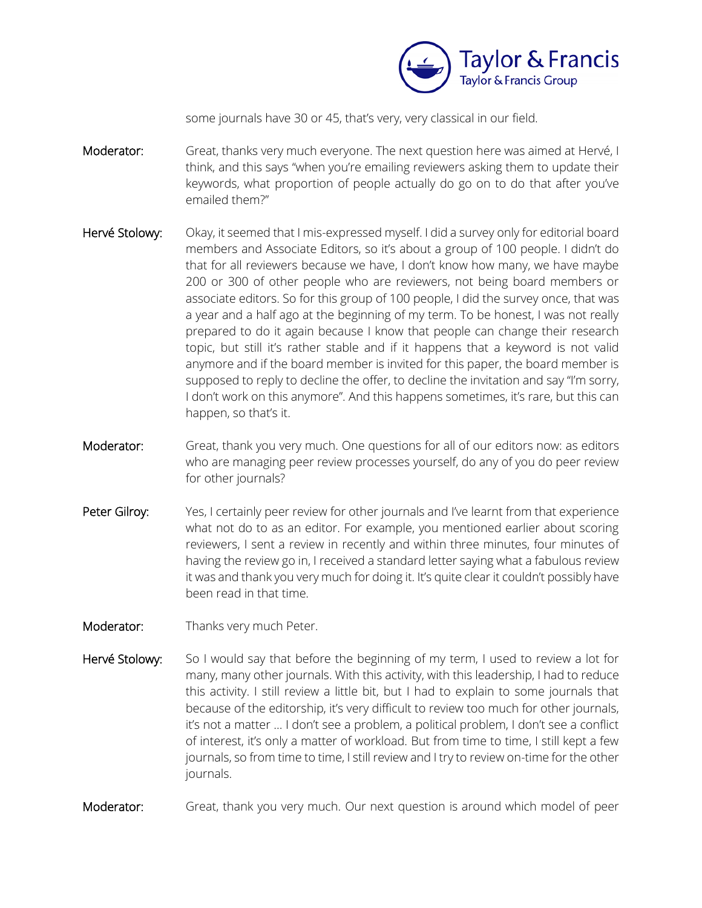some journals have 30 or 45, that's very, very classical in our field.

**Moderator:** Great, thanks very much everyone. The next question here was aimed at Hervé, I think, and this says "when you're emailing reviewers asking them to update their keywords, what proportion of people actually do go on to do that after you've emailed them?"

**Hervé Stolowy:** Okay, it seemed that I mis-expressed myself. I did a survey only for editorial board members and Associate Editors, so it's about a group of 100 people. I didn't do that for all reviewers because we have, I don't know how many, we have maybe 200 or 300 of other people who are reviewers, not being board members or associate editors. So for this group of 100 people, I did the survey once, that was a year and a half ago at the beginning of my term. To be honest, I was not really prepared to do it again because I know that people can change their research topic, but still it's rather stable and if it happens that a keyword is not valid anymore and if the board member is invited for this paper, the board member is supposed to reply to decline the offer, to decline the invitation and say "I'm sorry, I don't work on this anymore". And this happens sometimes, it's rare, but this can happen, so that's it.

**Moderator:** Great, thank you very much. One questions for all of our editors now: as editors who are managing peer review processes yourself, do any of you do peer review for other journals?

**Peter Gilroy:** Yes, I certainly peer review for other journals and I've learnt from that experience what not do to as an editor. For example, you mentioned earlier about scoring reviewers, I sent a review in recently and within three minutes, four minutes of having the review go in, I received a standard letter saying what a fabulous review it was and thank you very much for doing it. It's quite clear it couldn't possibly have been read in that time.

**Moderator:** Thanks very much Peter.

**Hervé Stolowy:** So I would say that before the beginning of my term, I used to review a lot for many, many other journals. With this activity, with this leadership, I had to reduce this activity. I still review a little bit, but I had to explain to some journals that because of the editorship, it's very difficult to review too much for other journals, it's not a matter … I don't see a problem, a political problem, I don't see a conflict of interest, it's only a matter of workload. But from time to time, I still kept a few journals, so from time to time, I still review and I try to review on-time for the other journals.

**Moderator:** Great, thank you very much. Our next question is around which model of peer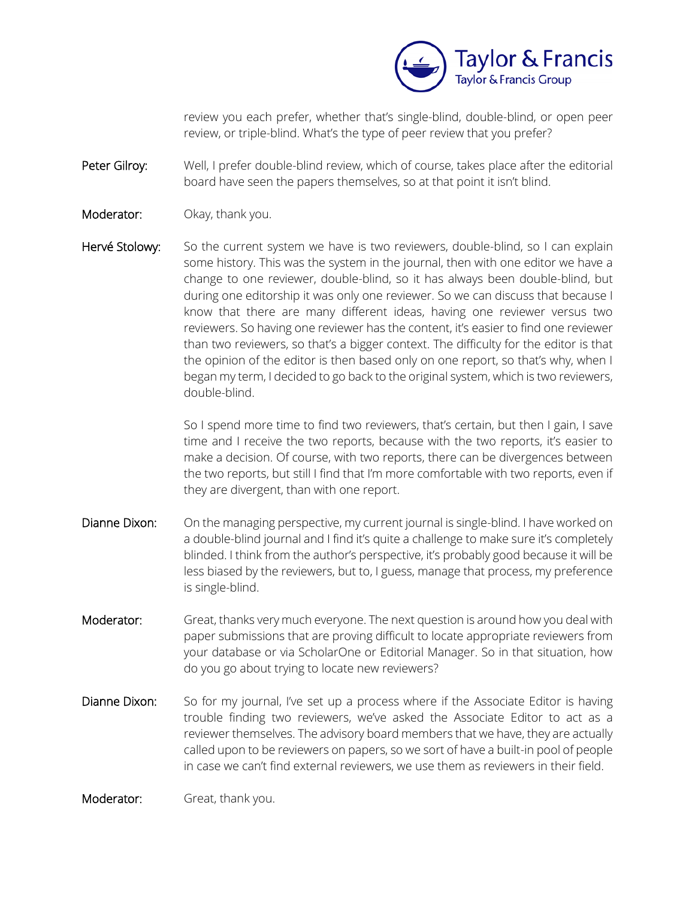review you each prefer, whether that's single-blind, double-blind, or open peer review, or triple-blind. What's the type of peer review that you prefer?

**Peter Gilroy:** Well, I prefer double-blind review, which of course, takes place after the editorial board have seen the papers themselves, so at that point it isn't blind.

**Moderator:** Okay, thank you.

**Hervé Stolowy:** So the current system we have is two reviewers, double-blind, so I can explain some history. This was the system in the journal, then with one editor we have a change to one reviewer, double-blind, so it has always been double-blind, but during one editorship it was only one reviewer. So we can discuss that because I know that there are many different ideas, having one reviewer versus two reviewers. So having one reviewer has the content, it's easier to find one reviewer than two reviewers, so that's a bigger context. The difficulty for the editor is that the opinion of the editor is then based only on one report, so that's why, when I began my term, I decided to go back to the original system, which is two reviewers, double-blind.

So I spend more time to find two reviewers, that's certain, but then I gain, I save time and I receive the two reports, because with the two reports, it's easier to make a decision. Of course, with two reports, there can be divergences between the two reports, but still I find that I'm more comfortable with two reports, even if they are divergent, than with one report.

**Dianne Dixon:** On the managing perspective, my current journal is single-blind. I have worked on a double-blind journal and I find it's quite a challenge to make sure it's completely blinded. I think from the author's perspective, it's probably good because it will be less biased by the reviewers, but to, I guess, manage that process, my preference is single-blind.

**Moderator:** Great, thanks very much everyone. The next question is around how you deal with paper submissions that are proving difficult to locate appropriate reviewers from your database or via ScholarOne or Editorial Manager. So in that situation, how do you go about trying to locate new reviewers?

**Dianne Dixon:** So for my journal, I've set up a process where if the Associate Editor is having trouble finding two reviewers, we've asked the Associate Editor to act as a reviewer themselves. The advisory board members that we have, they are actually called upon to be reviewers on papers, so we sort of have a built-in pool of people in case we can't find external reviewers, we use them as reviewers in their field.

**Moderator:** Great, thank you.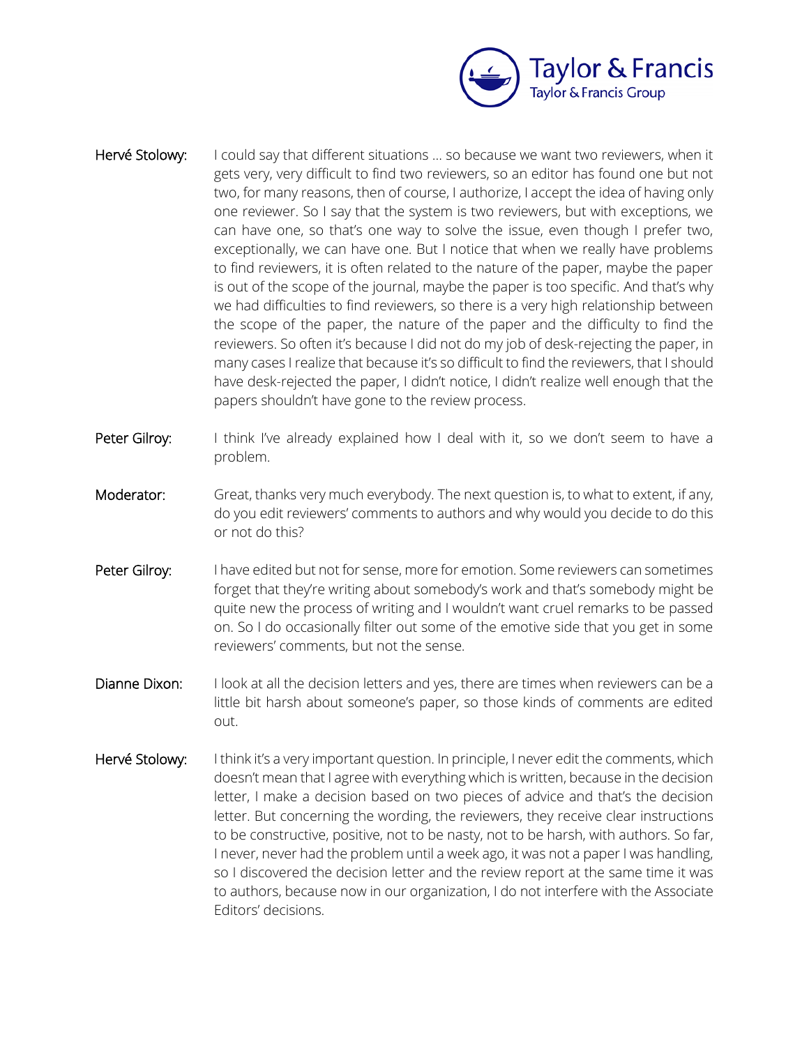**Hervé Stolowy:** I could say that different situations … so because we want two reviewers, when it gets very, very difficult to find two reviewers, so an editor has found one but not two, for many reasons, then of course, I authorize, I accept the idea of having only one reviewer. So I say that the system is two reviewers, but with exceptions, we can have one, so that's one way to solve the issue, even though I prefer two, exceptionally, we can have one. But I notice that when we really have problems to find reviewers, it is often related to the nature of the paper, maybe the paper is out of the scope of the journal, maybe the paper is too specific. And that's why we had difficulties to find reviewers, so there is a very high relationship between the scope of the paper, the nature of the paper and the difficulty to find the reviewers. So often it's because I did not do my job of desk-rejecting the paper, in many cases I realize that because it's so difficult to find the reviewers, that I should have desk-rejected the paper, I didn't notice, I didn't realize well enough that the papers shouldn't have gone to the review process.

**Peter Gilroy:** I think I've already explained how I deal with it, so we don't seem to have a problem.

**Moderator:** Great, thanks very much everybody. The next question is, to what to extent, if any, do you edit reviewers' comments to authors and why would you decide to do this or not do this?

**Peter Gilroy:** I have edited but not for sense, more for emotion. Some reviewers can sometimes forget that they're writing about somebody's work and that's somebody might be quite new the process of writing and I wouldn't want cruel remarks to be passed on. So I do occasionally filter out some of the emotive side that you get in some reviewers' comments, but not the sense.

**Dianne Dixon:** I look at all the decision letters and yes, there are times when reviewers can be a little bit harsh about someone's paper, so those kinds of comments are edited out.

**Hervé Stolowy:** I think it's a very important question. In principle, I never edit the comments, which doesn't mean that I agree with everything which is written, because in the decision letter, I make a decision based on two pieces of advice and that's the decision letter. But concerning the wording, the reviewers, they receive clear instructions to be constructive, positive, not to be nasty, not to be harsh, with authors. So far, I never, never had the problem until a week ago, it was not a paper I was handling, so I discovered the decision letter and the review report at the same time it was to authors, because now in our organization, I do not interfere with the Associate Editors' decisions.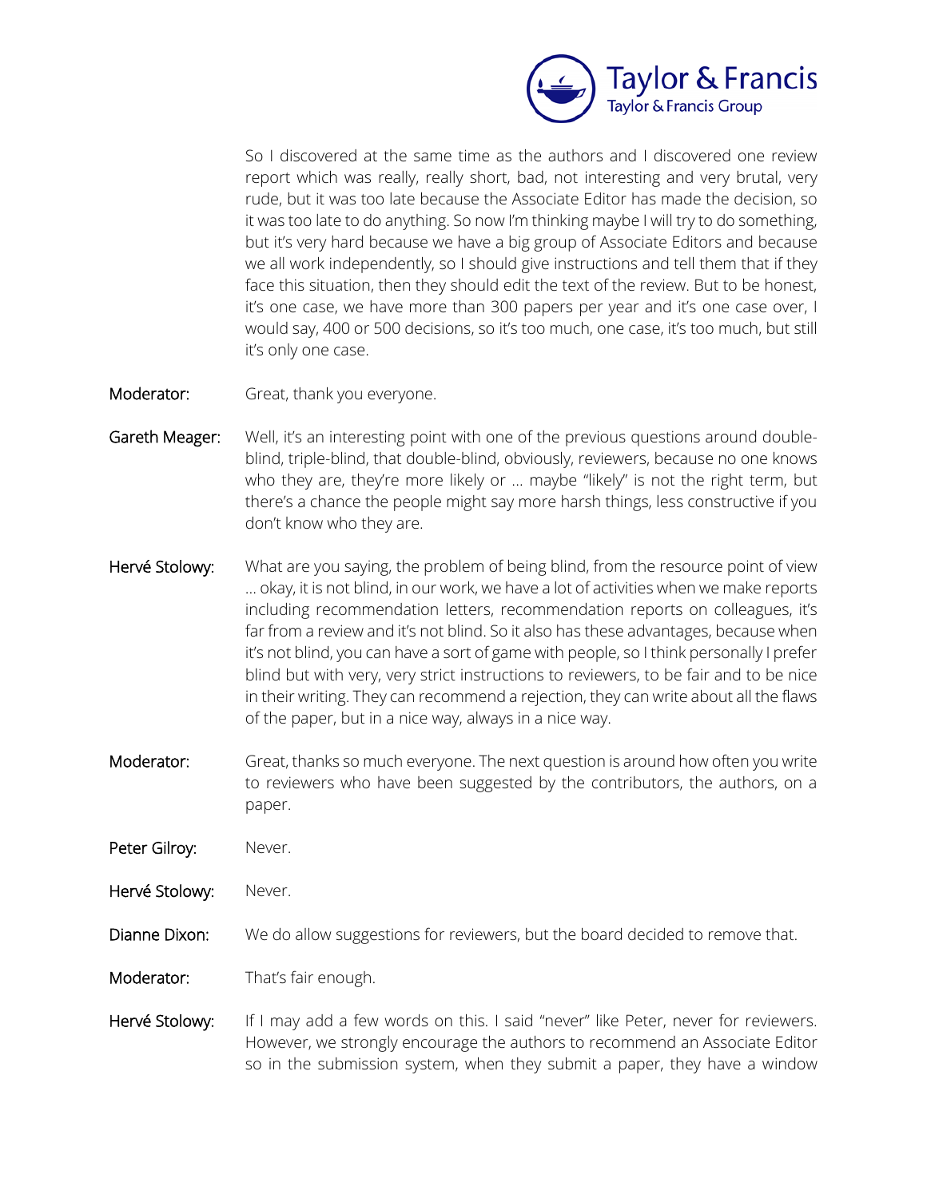So I discovered at the same time as the authors and I discovered one review report which was really, really short, bad, not interesting and very brutal, very rude, but it was too late because the Associate Editor has made the decision, so it was too late to do anything. So now I'm thinking maybe I will try to do something, but it's very hard because we have a big group of Associate Editors and because we all work independently, so I should give instructions and tell them that if they face this situation, then they should edit the text of the review. But to be honest, it's one case, we have more than 300 papers per year and it's one case over, I would say, 400 or 500 decisions, so it's too much, one case, it's too much, but still it's only one case.

**Moderator:** Great, thank you everyone.

**Gareth Meager:** Well, it's an interesting point with one of the previous questions around double-blind, triple-blind, that double-blind, obviously, reviewers, because no one knows who they are, they're more likely or … maybe "likely" is not the right term, but there's a chance the people might say more harsh things, less constructive if you don't know who they are.

**Hervé Stolowy:** What are you saying, the problem of being blind, from the resource point of view … okay, it is not blind, in our work, we have a lot of activities when we make reports including recommendation letters, recommendation reports on colleagues, it's far from a review and it's not blind. So it also has these advantages, because when it's not blind, you can have a sort of game with people, so I think personally I prefer blind but with very, very strict instructions to reviewers, to be fair and to be nice in their writing. They can recommend a rejection, they can write about all the flaws of the paper, but in a nice way, always in a nice way.

**Moderator:** Great, thanks so much everyone. The next question is around how often you write to reviewers who have been suggested by the contributors, the authors, on a paper.

**Peter Gilroy:** Never.

**Hervé Stolowy:** Never.

**Dianne Dixon:** We do allow suggestions for reviewers, but the board decided to remove that.

**Moderator:** That's fair enough.

**Hervé Stolowy:** If I may add a few words on this. I said "never" like Peter, never for reviewers. However, we strongly encourage the authors to recommend an Associate Editor so in the submission system, when they submit a paper, they have a window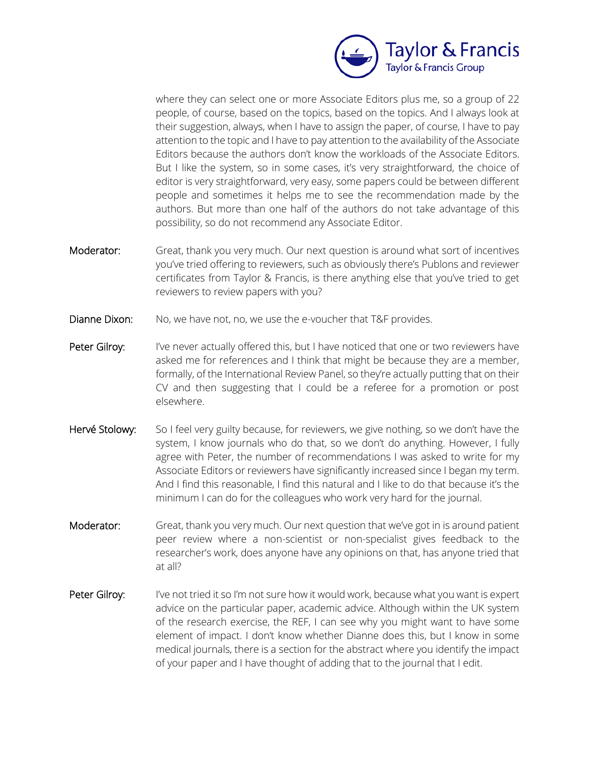where they can select one or more Associate Editors plus me, so a group of 22 people, of course, based on the topics, based on the topics. And I always look at their suggestion, always, when I have to assign the paper, of course, I have to pay attention to the topic and I have to pay attention to the availability of the Associate Editors because the authors don't know the workloads of the Associate Editors. But I like the system, so in some cases, it's very straightforward, the choice of editor is very straightforward, very easy, some papers could be between different people and sometimes it helps me to see the recommendation made by the authors. But more than one half of the authors do not take advantage of this possibility, so do not recommend any Associate Editor.

**Moderator:** Great, thank you very much. Our next question is around what sort of incentives you've tried offering to reviewers, such as obviously there's Publons and reviewer certificates from Taylor & Francis, is there anything else that you've tried to get reviewers to review papers with you?

**Dianne Dixon:** No, we have not, no, we use the e-voucher that T&F provides.

**Peter Gilroy:** I've never actually offered this, but I have noticed that one or two reviewers have asked me for references and I think that might be because they are a member, formally, of the International Review Panel, so they're actually putting that on their CV and then suggesting that I could be a referee for a promotion or post elsewhere.

**Hervé Stolowy:** So I feel very guilty because, for reviewers, we give nothing, so we don't have the system, I know journals who do that, so we don't do anything. However, I fully agree with Peter, the number of recommendations I was asked to write for my Associate Editors or reviewers have significantly increased since I began my term. And I find this reasonable, I find this natural and I like to do that because it's the minimum I can do for the colleagues who work very hard for the journal.

**Moderator:** Great, thank you very much. Our next question that we've got in is around patient peer review where a non-scientist or non-specialist gives feedback to the researcher's work, does anyone have any opinions on that, has anyone tried that at all?

**Peter Gilroy:** I've not tried it so I'm not sure how it would work, because what you want is expert advice on the particular paper, academic advice. Although within the UK system of the research exercise, the REF, I can see why you might want to have some element of impact. I don't know whether Dianne does this, but I know in some medical journals, there is a section for the abstract where you identify the impact of your paper and I have thought of adding that to the journal that I edit.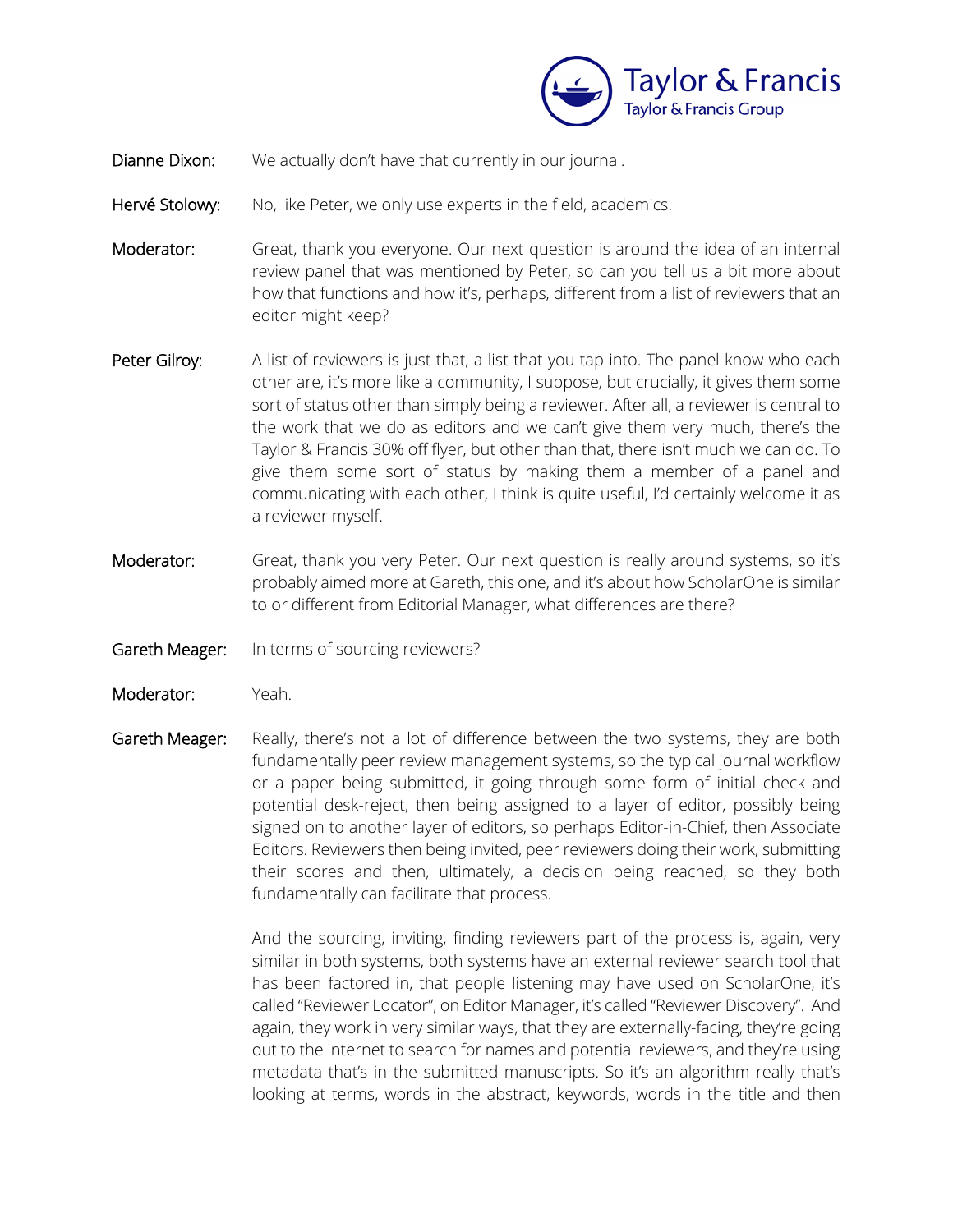**Dianne Dixon:** We actually don't have that currently in our journal.

**Hervé Stolowy:** No, like Peter, we only use experts in the field, academics.

**Moderator:** Great, thank you everyone. Our next question is around the idea of an internal review panel that was mentioned by Peter, so can you tell us a bit more about how that functions and how it's, perhaps, different from a list of reviewers that an editor might keep?

**Peter Gilroy:** A list of reviewers is just that, a list that you tap into. The panel know who each other are, it's more like a community, I suppose, but crucially, it gives them some sort of status other than simply being a reviewer. After all, a reviewer is central to the work that we do as editors and we can't give them very much, there's the Taylor & Francis 30% off flyer, but other than that, there isn't much we can do. To give them some sort of status by making them a member of a panel and communicating with each other, I think is quite useful, I'd certainly welcome it as a reviewer myself.

**Moderator:** Great, thank you very Peter. Our next question is really around systems, so it's probably aimed more at Gareth, this one, and it's about how ScholarOne is similar to or different from Editorial Manager, what differences are there?

**Gareth Meager:** In terms of sourcing reviewers?

**Moderator:** Yeah.

**Gareth Meager:** Really, there's not a lot of difference between the two systems, they are both fundamentally peer review management systems, so the typical journal workflow or a paper being submitted, it going through some form of initial check and potential desk-reject, then being assigned to a layer of editor, possibly being signed on to another layer of editors, so perhaps Editor-in-Chief, then Associate Editors. Reviewers then being invited, peer reviewers doing their work, submitting their scores and then, ultimately, a decision being reached, so they both fundamentally can facilitate that process.

And the sourcing, inviting, finding reviewers part of the process is, again, very similar in both systems, both systems have an external reviewer search tool that has been factored in, that people listening may have used on ScholarOne, it's called "Reviewer Locator", on Editor Manager, it's called "Reviewer Discovery". And again, they work in very similar ways, that they are externally-facing, they're going out to the internet to search for names and potential reviewers, and they're using metadata that's in the submitted manuscripts. So it's an algorithm really that's looking at terms, words in the abstract, keywords, words in the title and then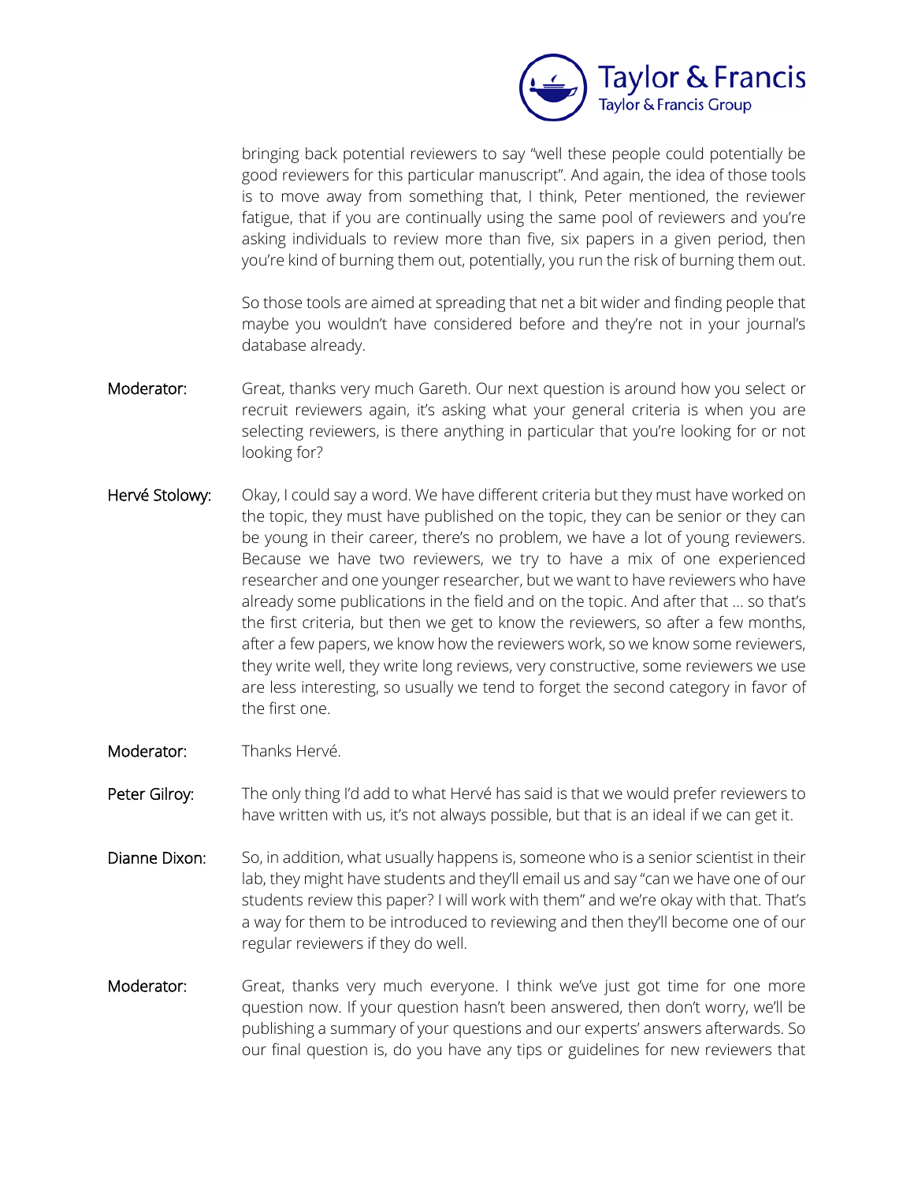bringing back potential reviewers to say "well these people could potentially be good reviewers for this particular manuscript". And again, the idea of those tools is to move away from something that, I think, Peter mentioned, the reviewer fatigue, that if you are continually using the same pool of reviewers and you're asking individuals to review more than five, six papers in a given period, then you're kind of burning them out, potentially, you run the risk of burning them out.

So those tools are aimed at spreading that net a bit wider and finding people that maybe you wouldn't have considered before and they're not in your journal's database already.

**Moderator:** Great, thanks very much Gareth. Our next question is around how you select or recruit reviewers again, it's asking what your general criteria is when you are selecting reviewers, is there anything in particular that you're looking for or not looking for?

**Hervé Stolowy:** Okay, I could say a word. We have different criteria but they must have worked on the topic, they must have published on the topic, they can be senior or they can be young in their career, there's no problem, we have a lot of young reviewers. Because we have two reviewers, we try to have a mix of one experienced researcher and one younger researcher, but we want to have reviewers who have already some publications in the field and on the topic. And after that … so that's the first criteria, but then we get to know the reviewers, so after a few months, after a few papers, we know how the reviewers work, so we know some reviewers, they write well, they write long reviews, very constructive, some reviewers we use are less interesting, so usually we tend to forget the second category in favor of the first one.

**Moderator:** Thanks Hervé.

**Peter Gilroy:** The only thing I'd add to what Hervé has said is that we would prefer reviewers to have written with us, it's not always possible, but that is an ideal if we can get it.

**Dianne Dixon:** So, in addition, what usually happens is, someone who is a senior scientist in their lab, they might have students and they'll email us and say "can we have one of our students review this paper? I will work with them" and we're okay with that. That's a way for them to be introduced to reviewing and then they'll become one of our regular reviewers if they do well.

**Moderator:** Great, thanks very much everyone. I think we've just got time for one more question now. If your question hasn't been answered, then don't worry, we'll be publishing a summary of your questions and our experts' answers afterwards. So our final question is, do you have any tips or guidelines for new reviewers that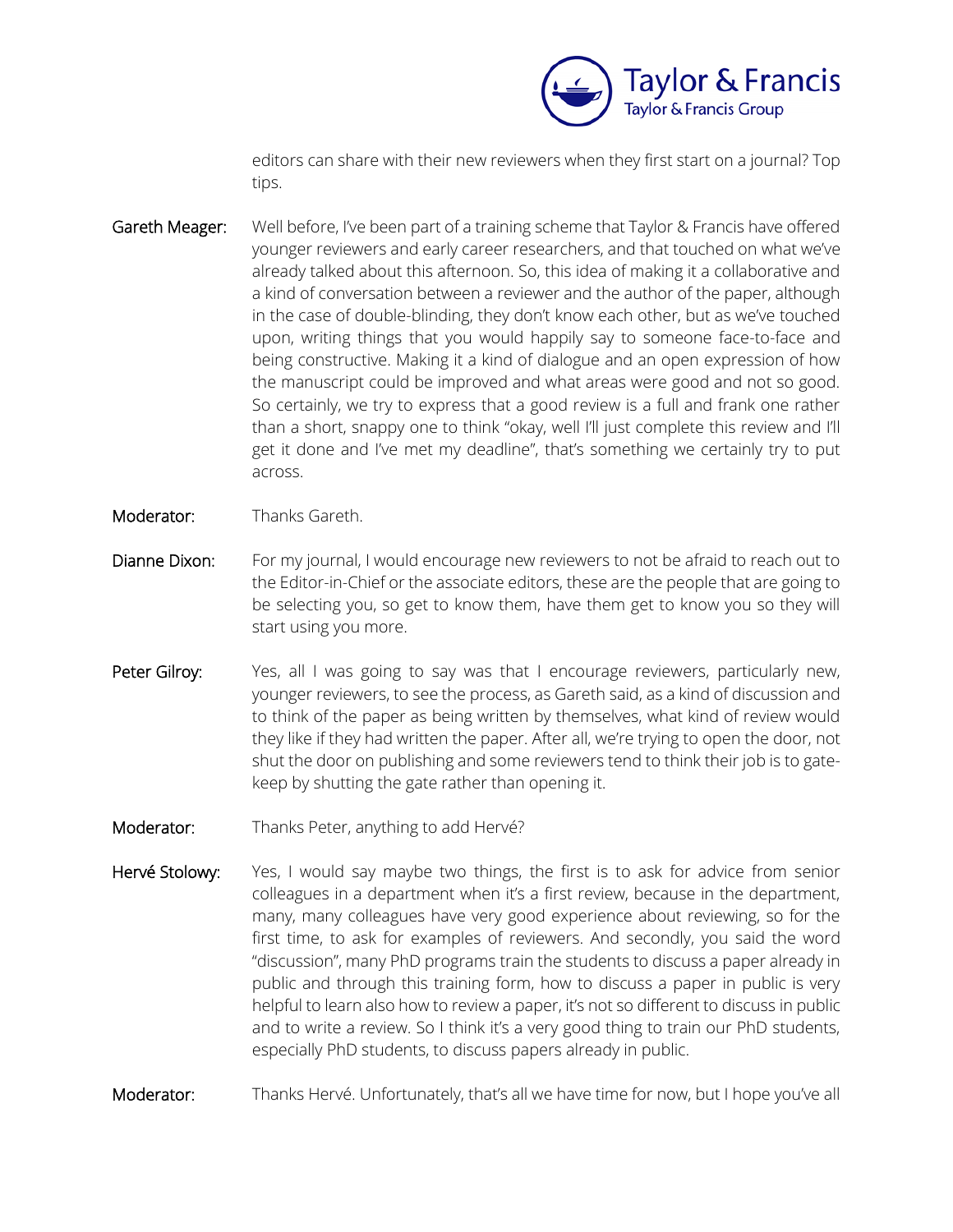editors can share with their new reviewers when they first start on a journal? Top tips.

**Gareth Meager:** Well before, I've been part of a training scheme that Taylor & Francis have offered younger reviewers and early career researchers, and that touched on what we've already talked about this afternoon. So, this idea of making it a collaborative and a kind of conversation between a reviewer and the author of the paper, although in the case of double-blinding, they don't know each other, but as we've touched upon, writing things that you would happily say to someone face-to-face and being constructive. Making it a kind of dialogue and an open expression of how the manuscript could be improved and what areas were good and not so good. So certainly, we try to express that a good review is a full and frank one rather than a short, snappy one to think "okay, well I'll just complete this review and I'll get it done and I've met my deadline", that's something we certainly try to put across.

**Moderator:** Thanks Gareth.

**Dianne Dixon:** For my journal, I would encourage new reviewers to not be afraid to reach out to the Editor-in-Chief or the associate editors, these are the people that are going to be selecting you, so get to know them, have them get to know you so they will start using you more.

**Peter Gilroy:** Yes, all I was going to say was that I encourage reviewers, particularly new, younger reviewers, to see the process, as Gareth said, as a kind of discussion and to think of the paper as being written by themselves, what kind of review would they like if they had written the paper. After all, we're trying to open the door, not shut the door on publishing and some reviewers tend to think their job is to gate-keep by shutting the gate rather than opening it.

**Moderator:** Thanks Peter, anything to add Hervé?

**Hervé Stolowy:** Yes, I would say maybe two things, the first is to ask for advice from senior colleagues in a department when it's a first review, because in the department, many, many colleagues have very good experience about reviewing, so for the first time, to ask for examples of reviewers. And secondly, you said the word "discussion", many PhD programs train the students to discuss a paper already in public and through this training form, how to discuss a paper in public is very helpful to learn also how to review a paper, it's not so different to discuss in public and to write a review. So I think it's a very good thing to train our PhD students, especially PhD students, to discuss papers already in public.

**Moderator:** Thanks Hervé. Unfortunately, that's all we have time for now, but I hope you've all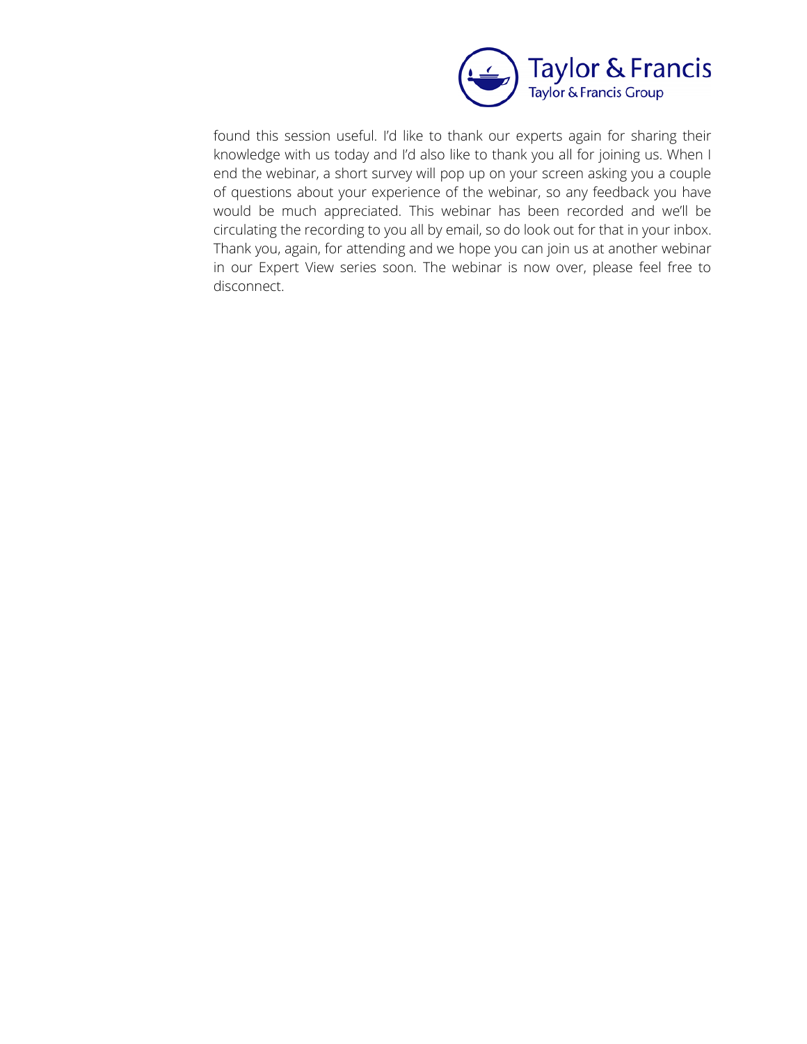found this session useful. I'd like to thank our experts again for sharing their knowledge with us today and I'd also like to thank you all for joining us. When I end the webinar, a short survey will pop up on your screen asking you a couple of questions about your experience of the webinar, so any feedback you have would be much appreciated. This webinar has been recorded and we'll be circulating the recording to you all by email, so do look out for that in your inbox. Thank you, again, for attending and we hope you can join us at another webinar in our Expert View series soon. The webinar is now over, please feel free to disconnect.